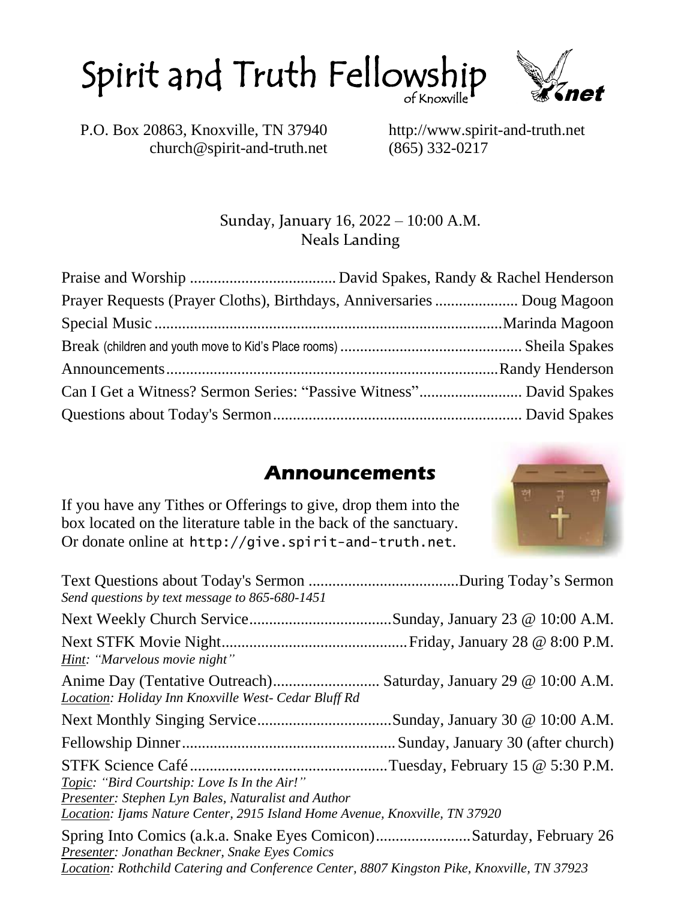# Spirit and Truth Fellowship of Knoxville

P.O. Box 20863, Knoxville, TN 37940
church@spirit-and-truth.net

http://www.spirit-and-truth.net
(865) 332-0217

Sunday, January 16, 2022 – 10:00 A.M.
Neals Landing

Praise and Worship .................................... David Spakes, Randy & Rachel Henderson

Prayer Requests (Prayer Cloths), Birthdays, Anniversaries .................... Doug Magoon

Special Music ........................................................................................Marinda Magoon

Break (children and youth move to Kid's Place rooms) .............................................. Sheila Spakes

Announcements...................................................................................Randy Henderson

Can I Get a Witness? Sermon Series: "Passive Witness".......................... David Spakes

Questions about Today's Sermon............................................................... David Spakes

## Announcements

If you have any Tithes or Offerings to give, drop them into the box located on the literature table in the back of the sanctuary. Or donate online at `http://give.spirit-and-truth.net`.

Text Questions about Today's Sermon .....................................During Today's Sermon
*Send questions by text message to 865-680-1451*

Next Weekly Church Service....................................Sunday, January 23 @ 10:00 A.M.

Next STFK Movie Night...............................................Friday, January 28 @ 8:00 P.M.
*Hint: "Marvelous movie night"*

Anime Day (Tentative Outreach)........................... Saturday, January 29 @ 10:00 A.M.
*Location: Holiday Inn Knoxville West- Cedar Bluff Rd*

Next Monthly Singing Service..................................Sunday, January 30 @ 10:00 A.M.

Fellowship Dinner......................................................Sunday, January 30 (after church)

STFK Science Café..................................................Tuesday, February 15 @ 5:30 P.M.
*Topic: "Bird Courtship: Love Is In the Air!"*
*Presenter: Stephen Lyn Bales, Naturalist and Author*
*Location: Ijams Nature Center, 2915 Island Home Avenue, Knoxville, TN 37920*

Spring Into Comics (a.k.a. Snake Eyes Comicon)........................Saturday, February 26
*Presenter: Jonathan Beckner, Snake Eyes Comics*
*Location: Rothchild Catering and Conference Center, 8807 Kingston Pike, Knoxville, TN 37923*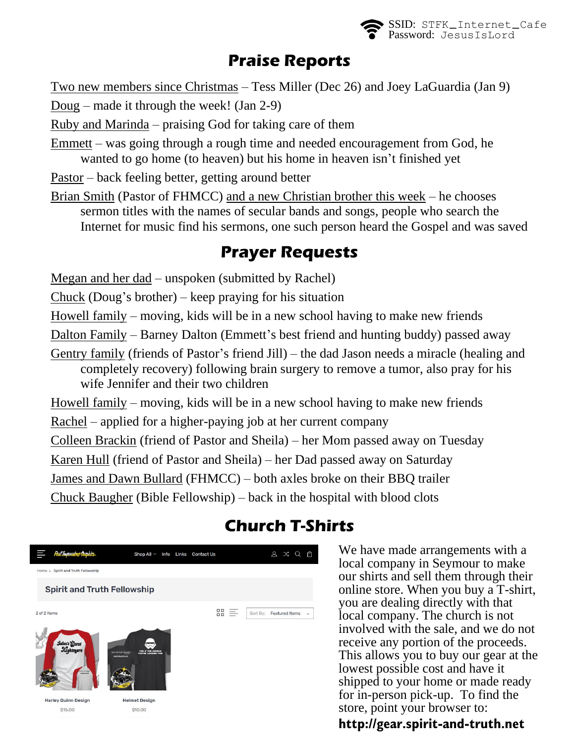SSID: STFK_Internet_Cafe
Password: JesusIsLord

## Praise Reports

Two new members since Christmas – Tess Miller (Dec 26) and Joey LaGuardia (Jan 9)

Doug – made it through the week! (Jan 2-9)

Ruby and Marinda – praising God for taking care of them

Emmett – was going through a rough time and needed encouragement from God, he wanted to go home (to heaven) but his home in heaven isn't finished yet

Pastor – back feeling better, getting around better

Brian Smith (Pastor of FHMCC) and a new Christian brother this week – he chooses sermon titles with the names of secular bands and songs, people who search the Internet for music find his sermons, one such person heard the Gospel and was saved

## Prayer Requests

Megan and her dad – unspoken (submitted by Rachel)

Chuck (Doug's brother) – keep praying for his situation

Howell family – moving, kids will be in a new school having to make new friends

Dalton Family – Barney Dalton (Emmett's best friend and hunting buddy) passed away

Gentry family (friends of Pastor's friend Jill) – the dad Jason needs a miracle (healing and completely recovery) following brain surgery to remove a tumor, also pray for his wife Jennifer and their two children

Howell family – moving, kids will be in a new school having to make new friends

Rachel – applied for a higher-paying job at her current company

Colleen Brackin (friend of Pastor and Sheila) – her Mom passed away on Tuesday

Karen Hull (friend of Pastor and Sheila) – her Dad passed away on Saturday

James and Dawn Bullard (FHMCC) – both axles broke on their BBQ trailer

Chuck Baugher (Bible Fellowship) – back in the hospital with blood clots

## Church T-Shirts

We have made arrangements with a local company in Seymour to make our shirts and sell them through their online store. When you buy a T-shirt, you are dealing directly with that local company. The church is not involved with the sale, and we do not receive any portion of the proceeds. This allows you to buy our gear at the lowest possible cost and have it shipped to your home or made ready for in-person pick-up. To find the store, point your browser to:

**http://gear.spirit-and-truth.net**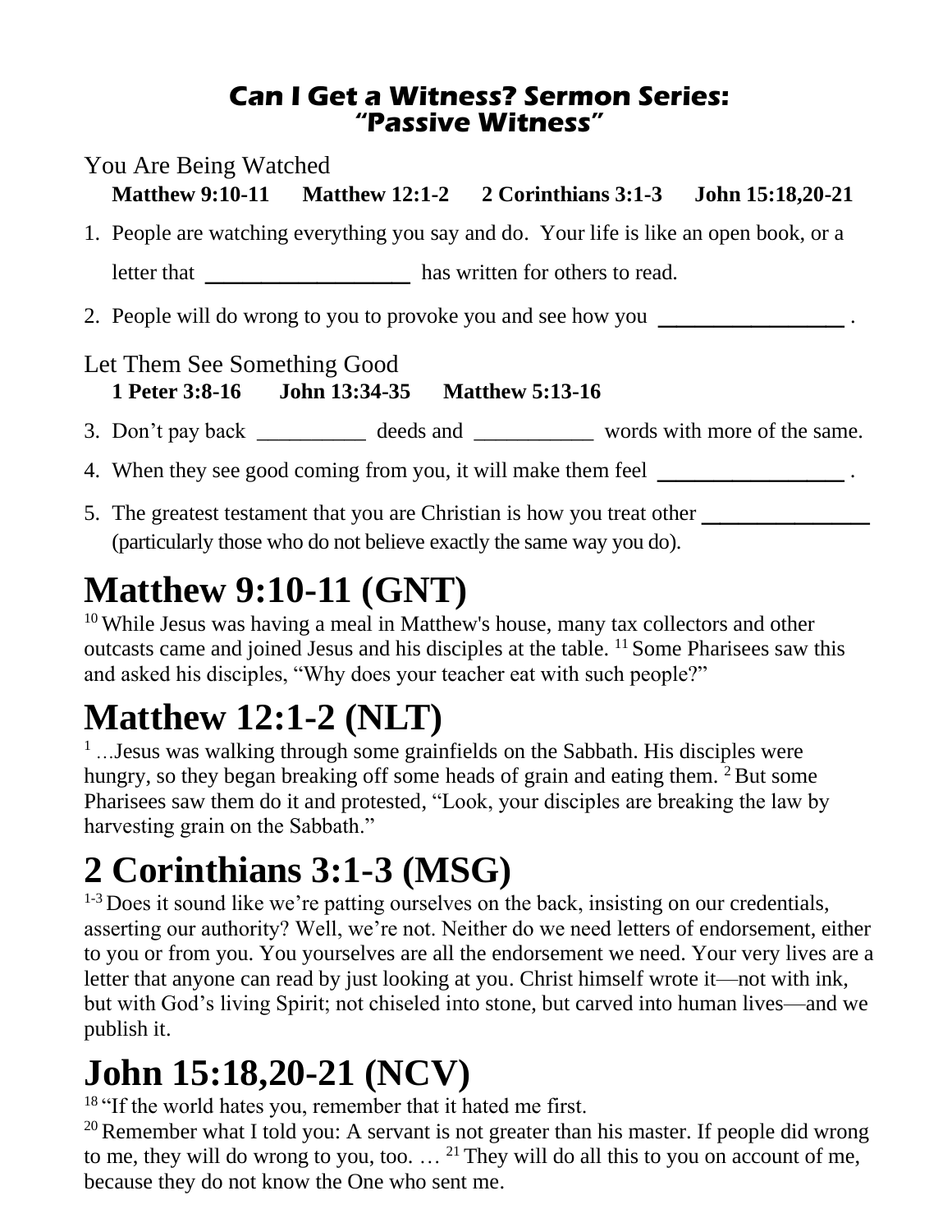## Can I Get a Witness? Sermon Series: "Passive Witness"

### You Are Being Watched

**Matthew 9:10-11 Matthew 12:1-2 2 Corinthians 3:1-3 John 15:18,20-21**

1. People are watching everything you say and do. Your life is like an open book, or a letter that ___________________ has written for others to read.
2. People will do wrong to you to provoke you and see how you _________________ .

### Let Them See Something Good

**1 Peter 3:8-16 John 13:34-35 Matthew 5:13-16**

3. Don't pay back __________ deeds and ___________ words with more of the same.
4. When they see good coming from you, it will make them feel _________________ .
5. The greatest testament that you are Christian is how you treat other _______________ (particularly those who do not believe exactly the same way you do).

# Matthew 9:10-11 (GNT)

[10] While Jesus was having a meal in Matthew's house, many tax collectors and other outcasts came and joined Jesus and his disciples at the table. [11] Some Pharisees saw this and asked his disciples, "Why does your teacher eat with such people?"

# Matthew 12:1-2 (NLT)

[1] …Jesus was walking through some grainfields on the Sabbath. His disciples were hungry, so they began breaking off some heads of grain and eating them. [2] But some Pharisees saw them do it and protested, "Look, your disciples are breaking the law by harvesting grain on the Sabbath."

# 2 Corinthians 3:1-3 (MSG)

[1-3] Does it sound like we're patting ourselves on the back, insisting on our credentials, asserting our authority? Well, we're not. Neither do we need letters of endorsement, either to you or from you. You yourselves are all the endorsement we need. Your very lives are a letter that anyone can read by just looking at you. Christ himself wrote it—not with ink, but with God's living Spirit; not chiseled into stone, but carved into human lives—and we publish it.

# John 15:18,20-21 (NCV)

[18] "If the world hates you, remember that it hated me first.

[20] Remember what I told you: A servant is not greater than his master. If people did wrong to me, they will do wrong to you, too. … [21] They will do all this to you on account of me, because they do not know the One who sent me.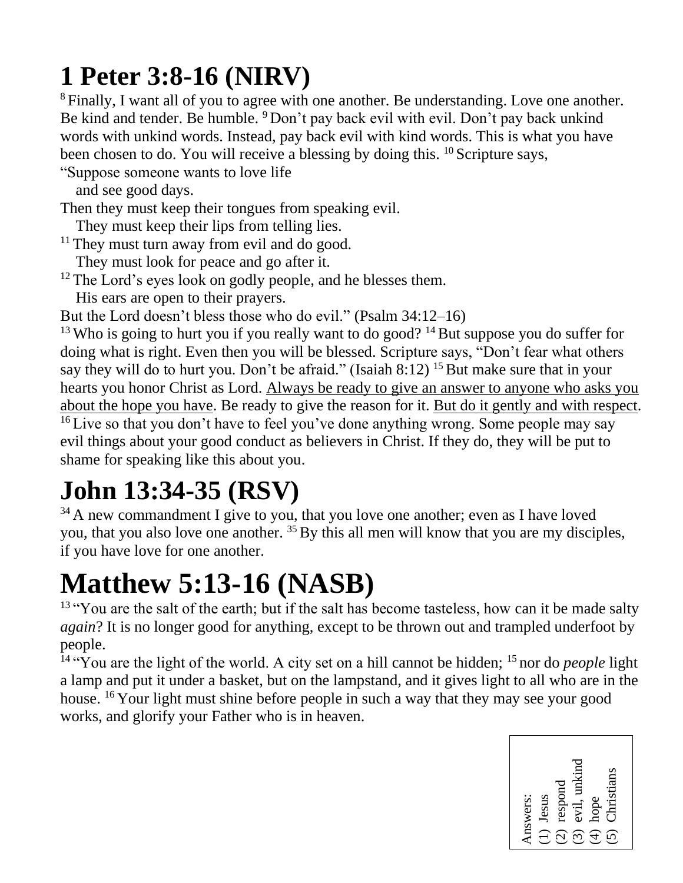# 1 Peter 3:8-16 (NIRV)

[8] Finally, I want all of you to agree with one another. Be understanding. Love one another. Be kind and tender. Be humble. [9] Don't pay back evil with evil. Don't pay back unkind words with unkind words. Instead, pay back evil with kind words. This is what you have been chosen to do. You will receive a blessing by doing this. [10] Scripture says,

"Suppose someone wants to love life
  and see good days.
Then they must keep their tongues from speaking evil.
  They must keep their lips from telling lies.
[11] They must turn away from evil and do good.
  They must look for peace and go after it.
[12] The Lord's eyes look on godly people, and he blesses them.
  His ears are open to their prayers.
But the Lord doesn't bless those who do evil." (Psalm 34:12–16)

[13] Who is going to hurt you if you really want to do good? [14] But suppose you do suffer for doing what is right. Even then you will be blessed. Scripture says, "Don't fear what others say they will do to hurt you. Don't be afraid." (Isaiah 8:12) [15] But make sure that in your hearts you honor Christ as Lord. <u>Always be ready to give an answer to anyone who asks you about the hope you have</u>. Be ready to give the reason for it. <u>But do it gently and with respect</u>. [16] Live so that you don't have to feel you've done anything wrong. Some people may say evil things about your good conduct as believers in Christ. If they do, they will be put to shame for speaking like this about you.

# John 13:34-35 (RSV)

[34] A new commandment I give to you, that you love one another; even as I have loved you, that you also love one another. [35] By this all men will know that you are my disciples, if you have love for one another.

# Matthew 5:13-16 (NASB)

[13] "You are the salt of the earth; but if the salt has become tasteless, how can it be made salty *again*? It is no longer good for anything, except to be thrown out and trampled underfoot by people.

[14] "You are the light of the world. A city set on a hill cannot be hidden; [15] nor do *people* light a lamp and put it under a basket, but on the lampstand, and it gives light to all who are in the house. [16] Your light must shine before people in such a way that they may see your good works, and glorify your Father who is in heaven.

Answers:
(1) Jesus
(2) respond
(3) evil, unkind
(4) hope
(5) Christians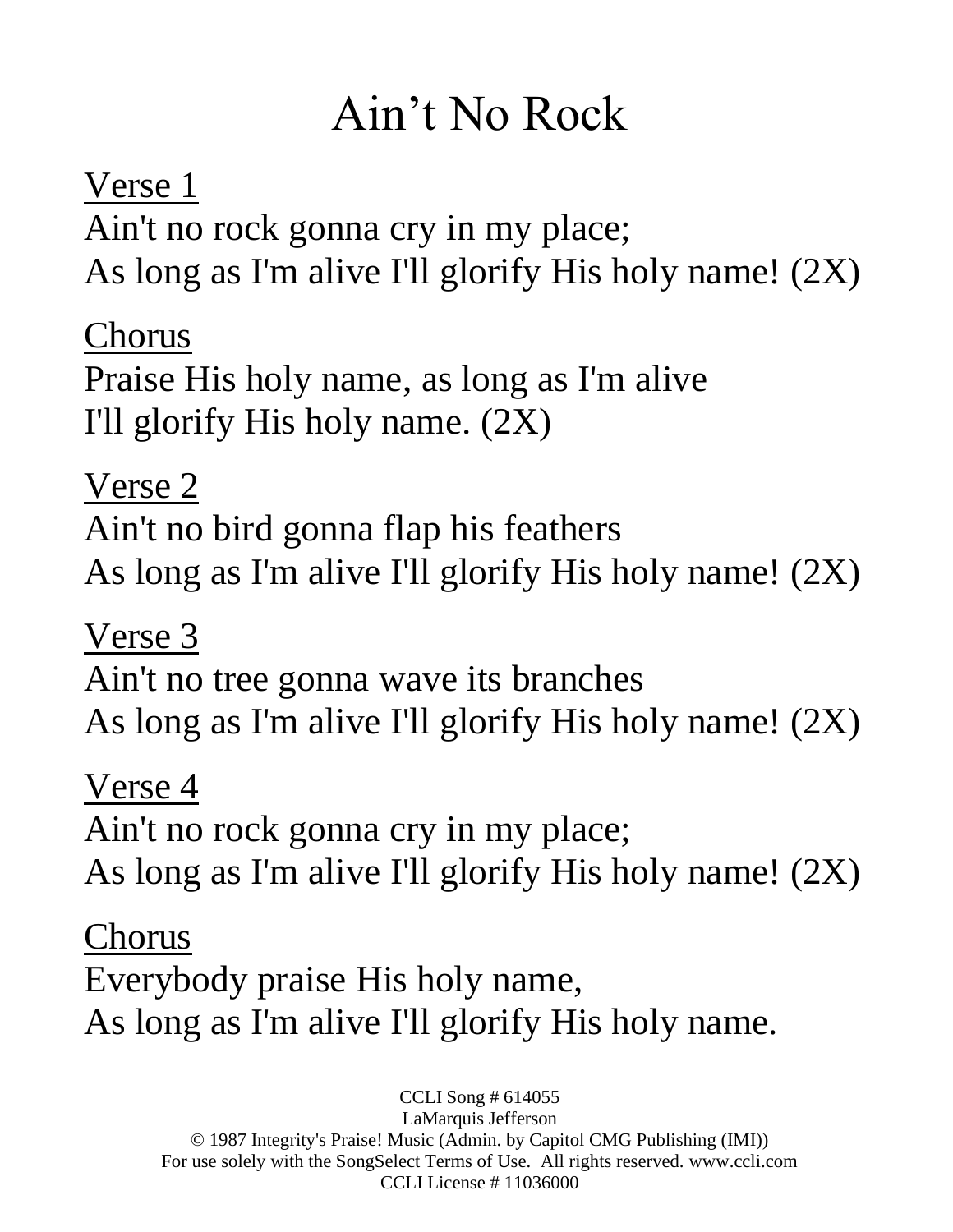# Ain't No Rock

<u>Verse 1</u>
Ain't no rock gonna cry in my place;
As long as I'm alive I'll glorify His holy name! (2X)

<u>Chorus</u>
Praise His holy name, as long as I'm alive
I'll glorify His holy name. (2X)

<u>Verse 2</u>
Ain't no bird gonna flap his feathers
As long as I'm alive I'll glorify His holy name! (2X)

<u>Verse 3</u>
Ain't no tree gonna wave its branches
As long as I'm alive I'll glorify His holy name! (2X)

<u>Verse 4</u>
Ain't no rock gonna cry in my place;
As long as I'm alive I'll glorify His holy name! (2X)

<u>Chorus</u>
Everybody praise His holy name,
As long as I'm alive I'll glorify His holy name.

CCLI Song # 614055
LaMarquis Jefferson
© 1987 Integrity's Praise! Music (Admin. by Capitol CMG Publishing (IMI))
For use solely with the SongSelect Terms of Use. All rights reserved. www.ccli.com
CCLI License # 11036000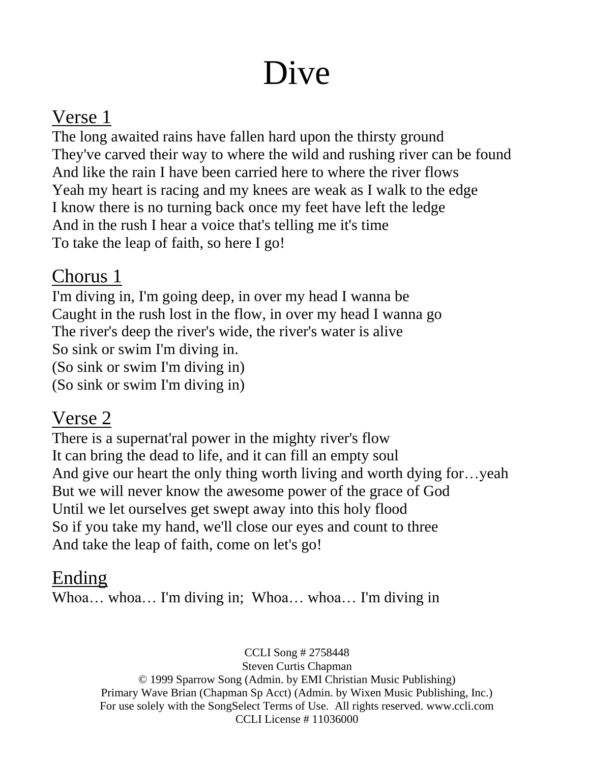# Dive

## Verse 1

The long awaited rains have fallen hard upon the thirsty ground
They've carved their way to where the wild and rushing river can be found
And like the rain I have been carried here to where the river flows
Yeah my heart is racing and my knees are weak as I walk to the edge
I know there is no turning back once my feet have left the ledge
And in the rush I hear a voice that's telling me it's time
To take the leap of faith, so here I go!

## Chorus 1

I'm diving in, I'm going deep, in over my head I wanna be
Caught in the rush lost in the flow, in over my head I wanna go
The river's deep the river's wide, the river's water is alive
So sink or swim I'm diving in.
(So sink or swim I'm diving in)
(So sink or swim I'm diving in)

## Verse 2

There is a supernat'ral power in the mighty river's flow
It can bring the dead to life, and it can fill an empty soul
And give our heart the only thing worth living and worth dying for…yeah
But we will never know the awesome power of the grace of God
Until we let ourselves get swept away into this holy flood
So if you take my hand, we'll close our eyes and count to three
And take the leap of faith, come on let's go!

## Ending

Whoa… whoa… I'm diving in;  Whoa… whoa… I'm diving in

CCLI Song # 2758448
Steven Curtis Chapman
© 1999 Sparrow Song (Admin. by EMI Christian Music Publishing)
Primary Wave Brian (Chapman Sp Acct) (Admin. by Wixen Music Publishing, Inc.)
For use solely with the SongSelect Terms of Use.  All rights reserved. www.ccli.com
CCLI License # 11036000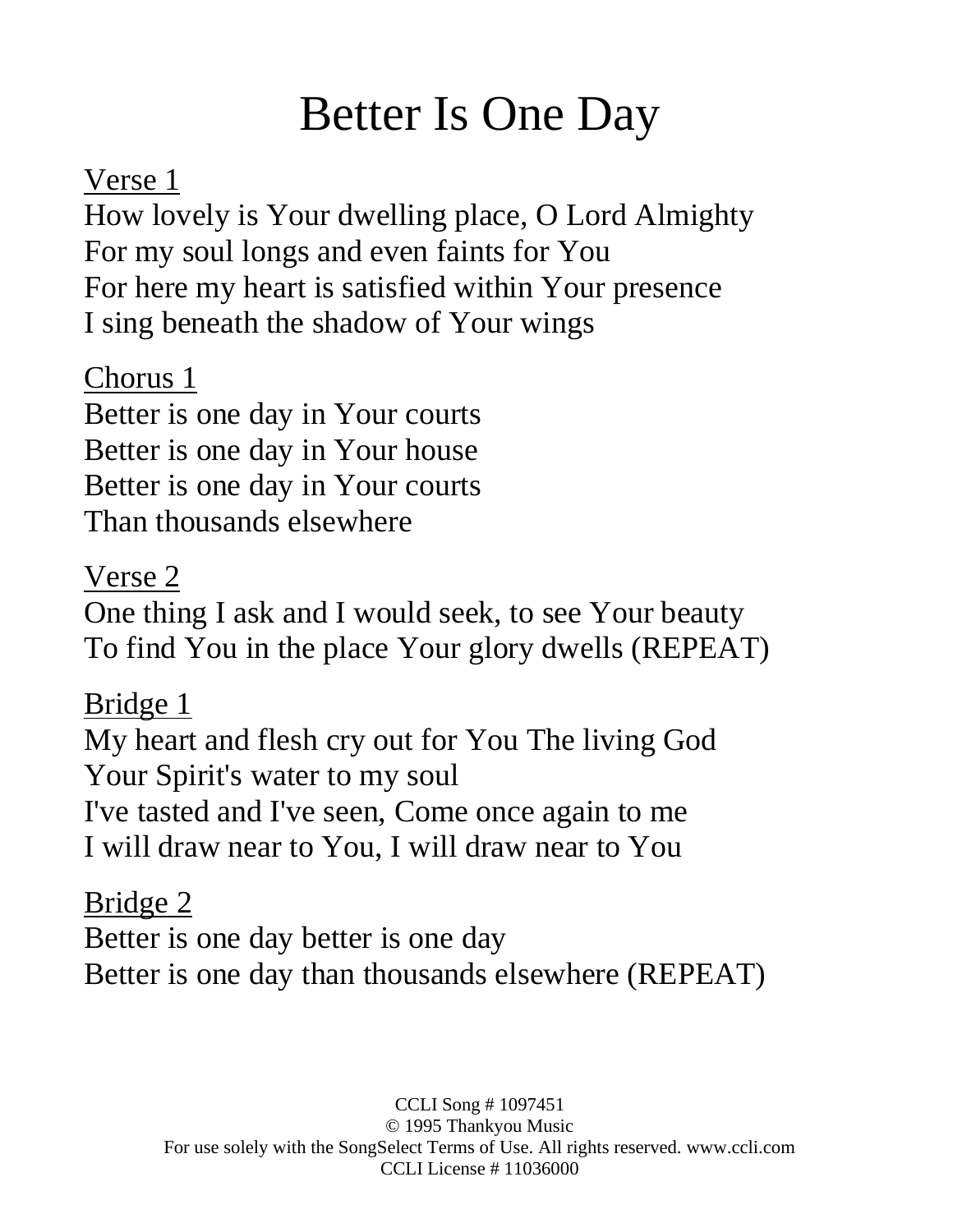# Better Is One Day

Verse 1

How lovely is Your dwelling place, O Lord Almighty
For my soul longs and even faints for You
For here my heart is satisfied within Your presence
I sing beneath the shadow of Your wings

Chorus 1

Better is one day in Your courts
Better is one day in Your house
Better is one day in Your courts
Than thousands elsewhere

Verse 2

One thing I ask and I would seek, to see Your beauty
To find You in the place Your glory dwells (REPEAT)

Bridge 1

My heart and flesh cry out for You The living God
Your Spirit's water to my soul
I've tasted and I've seen, Come once again to me
I will draw near to You, I will draw near to You

Bridge 2

Better is one day better is one day
Better is one day than thousands elsewhere (REPEAT)

CCLI Song # 1097451
© 1995 Thankyou Music
For use solely with the SongSelect Terms of Use. All rights reserved. www.ccli.com
CCLI License # 11036000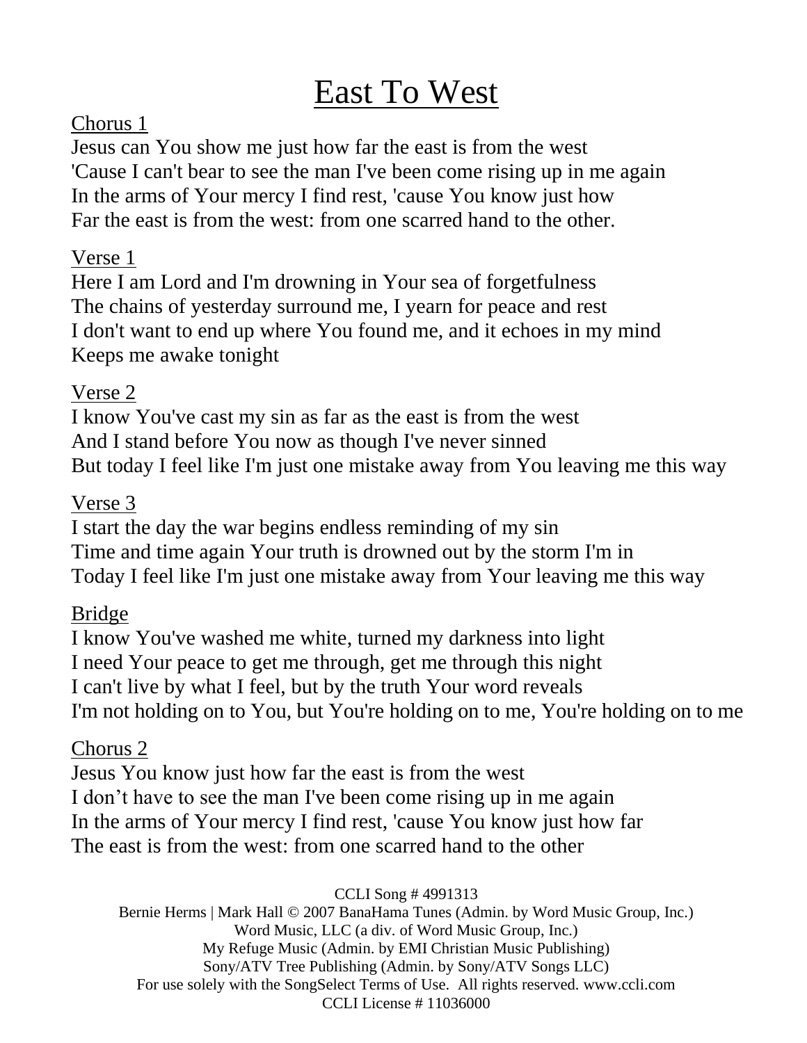# East To West

Chorus 1

Jesus can You show me just how far the east is from the west
'Cause I can't bear to see the man I've been come rising up in me again
In the arms of Your mercy I find rest, 'cause You know just how
Far the east is from the west: from one scarred hand to the other.

Verse 1

Here I am Lord and I'm drowning in Your sea of forgetfulness
The chains of yesterday surround me, I yearn for peace and rest
I don't want to end up where You found me, and it echoes in my mind
Keeps me awake tonight

Verse 2

I know You've cast my sin as far as the east is from the west
And I stand before You now as though I've never sinned
But today I feel like I'm just one mistake away from You leaving me this way

Verse 3

I start the day the war begins endless reminding of my sin
Time and time again Your truth is drowned out by the storm I'm in
Today I feel like I'm just one mistake away from Your leaving me this way

Bridge

I know You've washed me white, turned my darkness into light
I need Your peace to get me through, get me through this night
I can't live by what I feel, but by the truth Your word reveals
I'm not holding on to You, but You're holding on to me, You're holding on to me

Chorus 2

Jesus You know just how far the east is from the west
I don't have to see the man I've been come rising up in me again
In the arms of Your mercy I find rest, 'cause You know just how far
The east is from the west: from one scarred hand to the other

CCLI Song # 4991313
Bernie Herms | Mark Hall © 2007 BanaHama Tunes (Admin. by Word Music Group, Inc.)
Word Music, LLC (a div. of Word Music Group, Inc.)
My Refuge Music (Admin. by EMI Christian Music Publishing)
Sony/ATV Tree Publishing (Admin. by Sony/ATV Songs LLC)
For use solely with the SongSelect Terms of Use. All rights reserved. www.ccli.com
CCLI License # 11036000